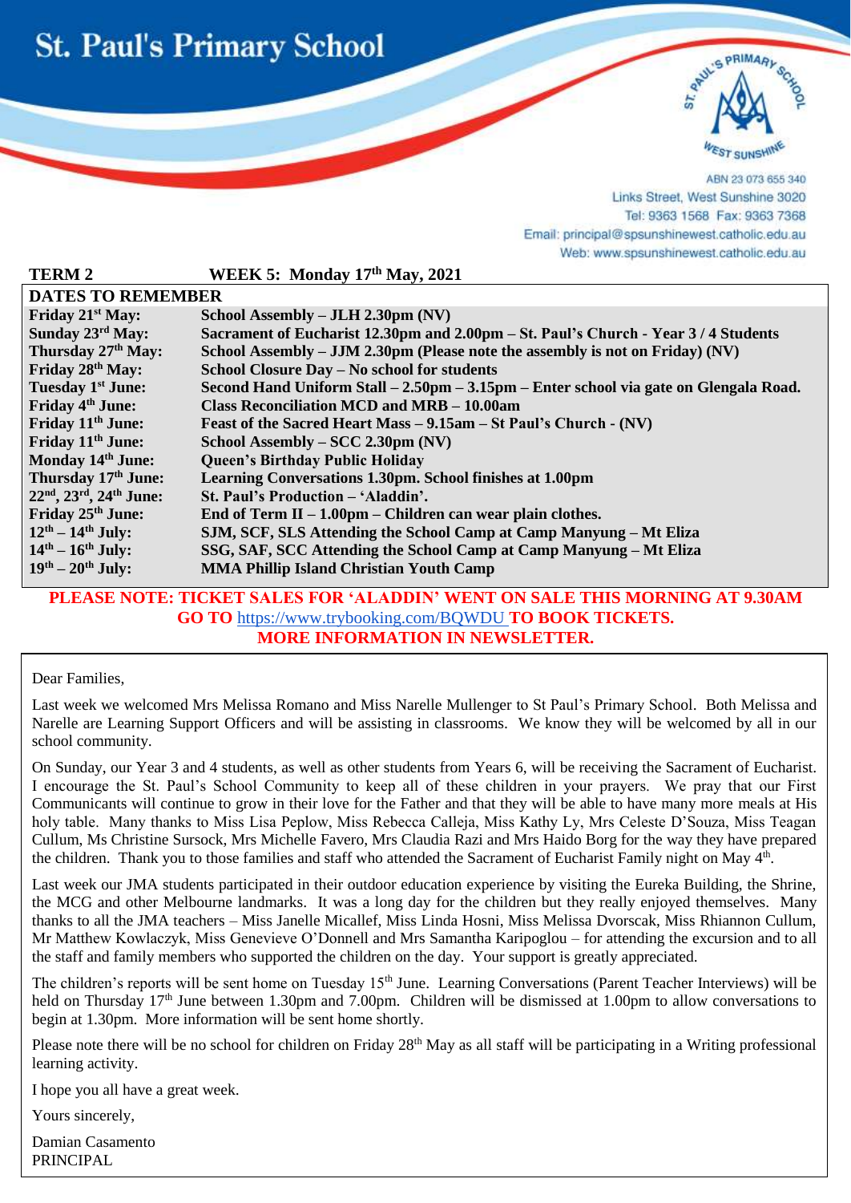# St. Paul's Primary School

ABN 23 073 655 340
Links Street, West Sunshine 3020
Tel: 9363 1568 Fax: 9363 7368
Email: principal@spsunshinewest.catholic.edu.au
Web: www.spsunshinewest.catholic.edu.au

**TERM 2 WEEK 5: Monday 17th May, 2021**

| DATES TO REMEMBER | |
|---|---|
| **Friday 21st May:** | **School Assembly – JLH 2.30pm (NV)** |
| **Sunday 23rd May:** | **Sacrament of Eucharist 12.30pm and 2.00pm – St. Paul's Church - Year 3 / 4 Students** |
| **Thursday 27th May:** | **School Assembly – JJM 2.30pm (Please note the assembly is not on Friday) (NV)** |
| **Friday 28th May:** | **School Closure Day – No school for students** |
| **Tuesday 1st June:** | **Second Hand Uniform Stall – 2.50pm – 3.15pm – Enter school via gate on Glengala Road.** |
| **Friday 4th June:** | **Class Reconciliation MCD and MRB – 10.00am** |
| **Friday 11th June:** | **Feast of the Sacred Heart Mass – 9.15am – St Paul's Church - (NV)** |
| **Friday 11th June:** | **School Assembly – SCC 2.30pm (NV)** |
| **Monday 14th June:** | **Queen's Birthday Public Holiday** |
| **Thursday 17th June:** | **Learning Conversations 1.30pm. School finishes at 1.00pm** |
| **22nd, 23rd, 24th June:** | **St. Paul's Production – 'Aladdin'.** |
| **Friday 25th June:** | **End of Term II – 1.00pm – Children can wear plain clothes.** |
| **12th – 14th July:** | **SJM, SCF, SLS Attending the School Camp at Camp Manyung – Mt Eliza** |
| **14th – 16th July:** | **SSG, SAF, SCC Attending the School Camp at Camp Manyung – Mt Eliza** |
| **19th – 20th July:** | **MMA Phillip Island Christian Youth Camp** |

**PLEASE NOTE: TICKET SALES FOR 'ALADDIN' WENT ON SALE THIS MORNING AT 9.30AM**
**GO TO** https://www.trybooking.com/BQWDU **TO BOOK TICKETS.**
**MORE INFORMATION IN NEWSLETTER.**

Dear Families,

Last week we welcomed Mrs Melissa Romano and Miss Narelle Mullenger to St Paul's Primary School. Both Melissa and Narelle are Learning Support Officers and will be assisting in classrooms. We know they will be welcomed by all in our school community.

On Sunday, our Year 3 and 4 students, as well as other students from Years 6, will be receiving the Sacrament of Eucharist. I encourage the St. Paul's School Community to keep all of these children in your prayers. We pray that our First Communicants will continue to grow in their love for the Father and that they will be able to have many more meals at His holy table. Many thanks to Miss Lisa Peplow, Miss Rebecca Calleja, Miss Kathy Ly, Mrs Celeste D'Souza, Miss Teagan Cullum, Ms Christine Sursock, Mrs Michelle Favero, Mrs Claudia Razi and Mrs Haido Borg for the way they have prepared the children. Thank you to those families and staff who attended the Sacrament of Eucharist Family night on May 4th.

Last week our JMA students participated in their outdoor education experience by visiting the Eureka Building, the Shrine, the MCG and other Melbourne landmarks. It was a long day for the children but they really enjoyed themselves. Many thanks to all the JMA teachers – Miss Janelle Micallef, Miss Linda Hosni, Miss Melissa Dvorscak, Miss Rhiannon Cullum, Mr Matthew Kowlaczyk, Miss Genevieve O'Donnell and Mrs Samantha Karipoglou – for attending the excursion and to all the staff and family members who supported the children on the day. Your support is greatly appreciated.

The children's reports will be sent home on Tuesday 15th June. Learning Conversations (Parent Teacher Interviews) will be held on Thursday 17th June between 1.30pm and 7.00pm. Children will be dismissed at 1.00pm to allow conversations to begin at 1.30pm. More information will be sent home shortly.

Please note there will be no school for children on Friday 28th May as all staff will be participating in a Writing professional learning activity.

I hope you all have a great week.

Yours sincerely,

Damian Casamento
PRINCIPAL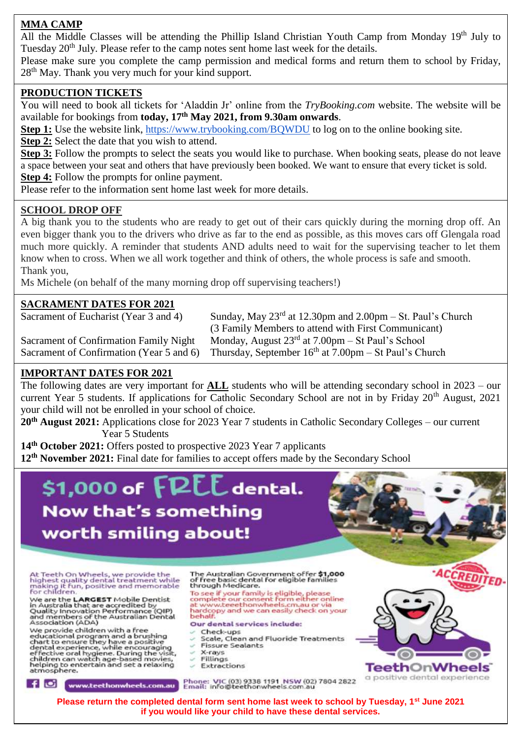## MMA CAMP

All the Middle Classes will be attending the Phillip Island Christian Youth Camp from Monday 19th July to Tuesday 20th July. Please refer to the camp notes sent home last week for the details.

Please make sure you complete the camp permission and medical forms and return them to school by Friday, 28th May. Thank you very much for your kind support.

## PRODUCTION TICKETS

You will need to book all tickets for 'Aladdin Jr' online from the *TryBooking.com* website. The website will be available for bookings from **today, 17th May 2021, from 9.30am onwards**.

**Step 1:** Use the website link, https://www.trybooking.com/BQWDU to log on to the online booking site.

**Step 2:** Select the date that you wish to attend.

**Step 3:** Follow the prompts to select the seats you would like to purchase. When booking seats, please do not leave a space between your seat and others that have previously been booked. We want to ensure that every ticket is sold.

**Step 4:** Follow the prompts for online payment.

Please refer to the information sent home last week for more details.

## SCHOOL DROP OFF

A big thank you to the students who are ready to get out of their cars quickly during the morning drop off. An even bigger thank you to the drivers who drive as far to the end as possible, as this moves cars off Glengala road much more quickly. A reminder that students AND adults need to wait for the supervising teacher to let them know when to cross. When we all work together and think of others, the whole process is safe and smooth.

Thank you,

Ms Michele (on behalf of the many morning drop off supervising teachers!)

## SACRAMENT DATES FOR 2021

| | |
|---|---|
| Sacrament of Eucharist (Year 3 and 4) | Sunday, May 23rd at 12.30pm and 2.00pm – St. Paul's Church (3 Family Members to attend with First Communicant) |
| Sacrament of Confirmation Family Night | Monday, August 23rd at 7.00pm – St Paul's School |
| Sacrament of Confirmation (Year 5 and 6) | Thursday, September 16th at 7.00pm – St Paul's Church |

## IMPORTANT DATES FOR 2021

The following dates are very important for **ALL** students who will be attending secondary school in 2023 – our current Year 5 students. If applications for Catholic Secondary School are not in by Friday 20th August, 2021 your child will not be enrolled in your school of choice.

**20th August 2021:** Applications close for 2023 Year 7 students in Catholic Secondary Colleges – our current Year 5 Students

**14th October 2021:** Offers posted to prospective 2023 Year 7 applicants

**12th November 2021:** Final date for families to accept offers made by the Secondary School

## $1,000 of FREE dental. Now that's something worth smiling about!

At Teeth On Wheels, we provide the highest quality dental treatment while making it fun, positive and memorable for children.

We are the **LARGEST** Mobile Dentist in Australia that are accredited by Quality Innovation Performance (QIP) and members of the Australian Dental Association (ADA)

We provide children with a free educational program and a brushing chart to ensure they have a positive dental experience, while encouraging effective oral hygiene. During the visit, children can watch age-based movies, helping to entertain and set a relaxing atmosphere.

The Australian Government offer **$1,000** of free basic dental for eligible families through Medicare.

To see if your family is eligible, please complete our consent form either online at www.teeethonwheels.cm.au or via hardcopy and we can easily check on your behalf.

**Our dental services include:**

- Check-ups
- Scale, Clean and Fluoride Treatments
- Fissure Sealants
- X-rays
- Fillings
- Extractions

ACCREDITED

TeethOnWheels – a positive dental experience

www.teethonwheels.com.au

Phone: VIC (03) 9338 1191 NSW (02) 7804 2822
Email: info@teethonwheels.com.au

**Please return the completed dental form sent home last week to school by Tuesday, 1st June 2021 if you would like your child to have these dental services.**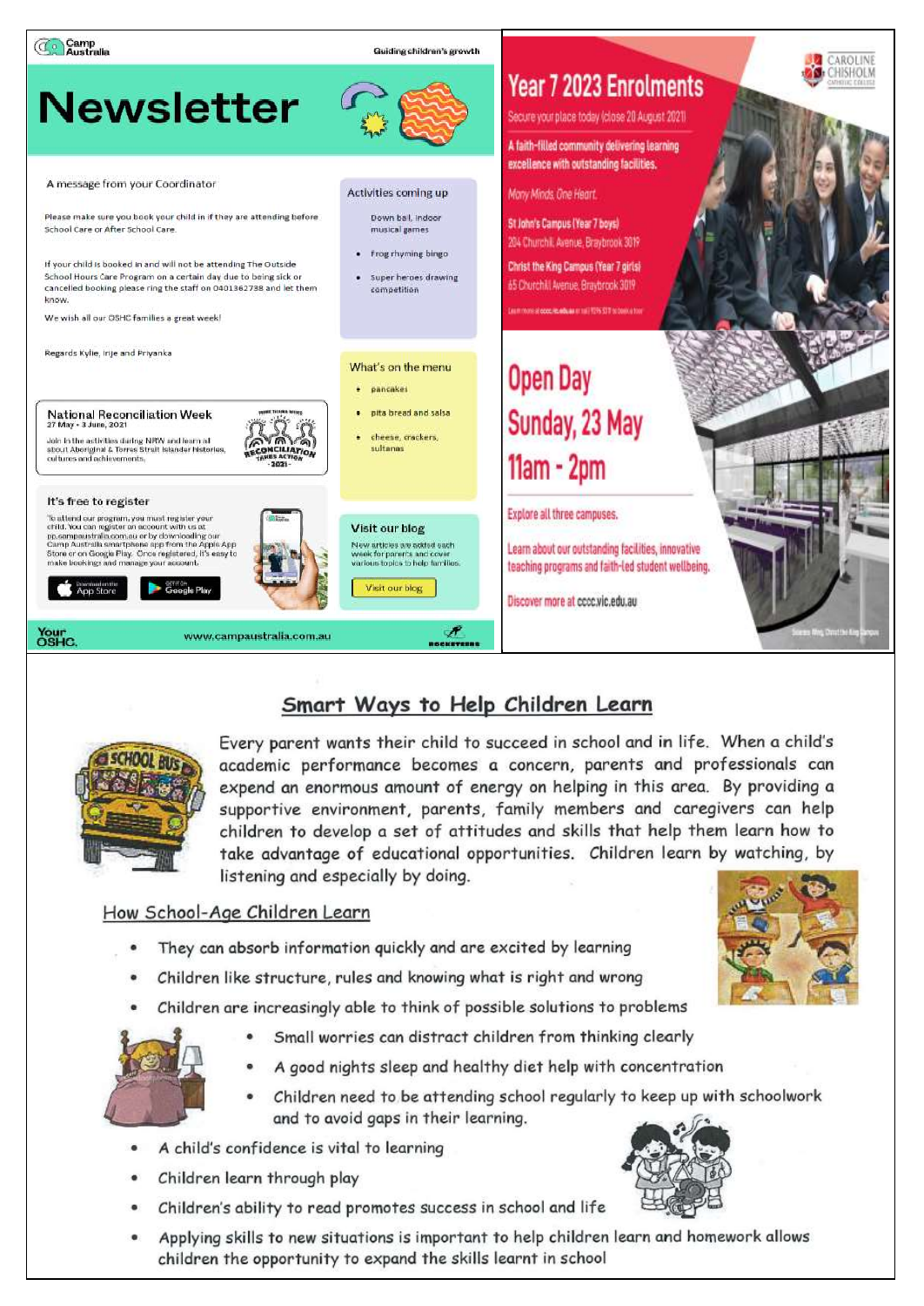Camp Australia

Guiding children's growth

# Newsletter

## A message from your Coordinator

Please make sure you book your child in if they are attending before School Care or After School Care.

If your child is booked in and will not be attending The Outside School Hours Care Program on a certain day due to being sick or cancelled booking please ring the staff on 0401362738 and let them know.

We wish all our OSHC families a great week!

Regards Kylie, Irije and Priyanka

### Activities coming up

- Down ball, indoor musical games
- Frog rhyming bingo
- Super heroes drawing competition

### National Reconciliation Week

27 May • 3 June, 2021

Join in the activities during NRW and learn all about Aboriginal & Torres Strait Islander histories, cultures and achievements.

### What's on the menu

- pancakes
- pita bread and salsa
- cheese, crackers, sultanas

### It's free to register

To attend our program, you must register your child. You can register an account with us at pp.campaustralia.com.au or by downloading our Camp Australia smartphone app from the Apple App Store or on Google Play. Once registered, it's easy to make bookings and manage your account.

Download on the App Store | GET IT ON Google Play

### Visit our blog

New articles are added each week for parents and cover various topics to help families.

Visit our blog

Your OSHC www.campaustralia.com.au

---

CAROLINE CHISHOLM CATHOLIC COLLEGE

# Year 7 2023 Enrolments

Secure your place today (close 20 August 2021)

A faith-filled community delivering learning excellence with outstanding facilities.

Many Minds, One Heart

St John's Campus (Year 7 boys)
204 Churchill Avenue, Braybrook 3019

Christ the King Campus (Year 7 girls)
65 Churchill Avenue, Braybrook 3019

## Open Day

## Sunday, 23 May

## 11am - 2pm

Explore all three campuses.

Learn about our outstanding facilities, innovative teaching programs and faith-led student wellbeing.

Discover more at cccc.vic.edu.au

---

## Smart Ways to Help Children Learn

Every parent wants their child to succeed in school and in life. When a child's academic performance becomes a concern, parents and professionals can expend an enormous amount of energy on helping in this area. By providing a supportive environment, parents, family members and caregivers can help children to develop a set of attitudes and skills that help them learn how to take advantage of educational opportunities. Children learn by watching, by listening and especially by doing.

### How School-Age Children Learn

- They can absorb information quickly and are excited by learning
- Children like structure, rules and knowing what is right and wrong
- Children are increasingly able to think of possible solutions to problems
- Small worries can distract children from thinking clearly
- A good nights sleep and healthy diet help with concentration
- Children need to be attending school regularly to keep up with schoolwork and to avoid gaps in their learning.
- A child's confidence is vital to learning
- Children learn through play
- Children's ability to read promotes success in school and life
- Applying skills to new situations is important to help children learn and homework allows children the opportunity to expand the skills learnt in school